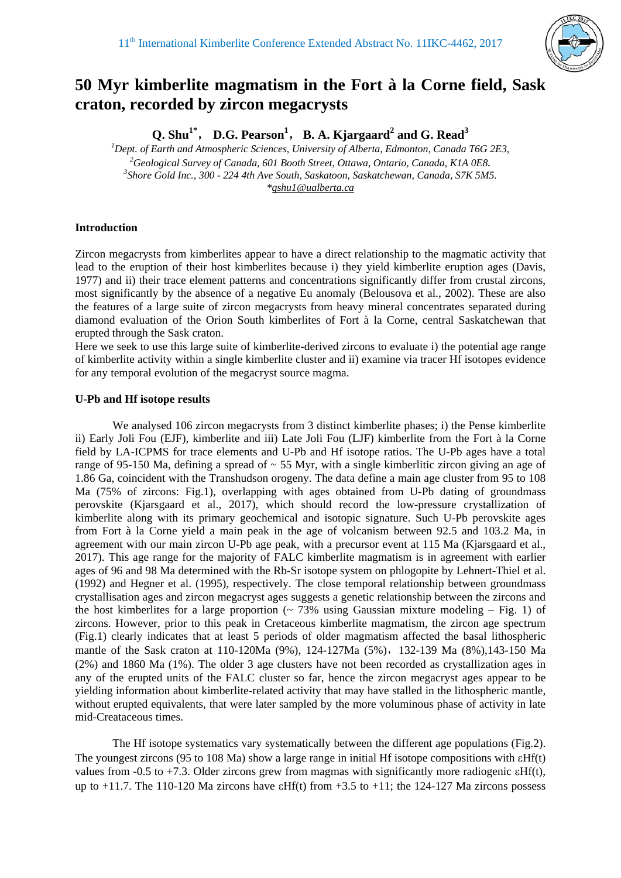# 50 Myr kimberlite magmatism in the Fort à la Corne field, Sask craton, recorded by zircon megacrysts

**Q. Shu[1*], D.G. Pearson[1], B. A. Kjargaard[2] and G. Read[3]**

*[1]Dept. of Earth and Atmospheric Sciences, University of Alberta, Edmonton, Canada T6G 2E3,*
*[2]Geological Survey of Canada, 601 Booth Street, Ottawa, Ontario, Canada, K1A 0E8.*
*[3]Shore Gold Inc., 300 - 224 4th Ave South, Saskatoon, Saskatchewan, Canada, S7K 5M5.*
*\*qshu1@ualberta.ca*

## Introduction

Zircon megacrysts from kimberlites appear to have a direct relationship to the magmatic activity that lead to the eruption of their host kimberlites because i) they yield kimberlite eruption ages (Davis, 1977) and ii) their trace element patterns and concentrations significantly differ from crustal zircons, most significantly by the absence of a negative Eu anomaly (Belousova et al., 2002). These are also the features of a large suite of zircon megacrysts from heavy mineral concentrates separated during diamond evaluation of the Orion South kimberlites of Fort à la Corne, central Saskatchewan that erupted through the Sask craton.

Here we seek to use this large suite of kimberlite-derived zircons to evaluate i) the potential age range of kimberlite activity within a single kimberlite cluster and ii) examine via tracer Hf isotopes evidence for any temporal evolution of the megacryst source magma.

## U-Pb and Hf isotope results

We analysed 106 zircon megacrysts from 3 distinct kimberlite phases; i) the Pense kimberlite ii) Early Joli Fou (EJF), kimberlite and iii) Late Joli Fou (LJF) kimberlite from the Fort à la Corne field by LA-ICPMS for trace elements and U-Pb and Hf isotope ratios. The U-Pb ages have a total range of 95-150 Ma, defining a spread of ~ 55 Myr, with a single kimberlitic zircon giving an age of 1.86 Ga, coincident with the Transhudson orogeny. The data define a main age cluster from 95 to 108 Ma (75% of zircons: Fig.1), overlapping with ages obtained from U-Pb dating of groundmass perovskite (Kjarsgaard et al., 2017), which should record the low-pressure crystallization of kimberlite along with its primary geochemical and isotopic signature. Such U-Pb perovskite ages from Fort à la Corne yield a main peak in the age of volcanism between 92.5 and 103.2 Ma, in agreement with our main zircon U-Pb age peak, with a precursor event at 115 Ma (Kjarsgaard et al., 2017). This age range for the majority of FALC kimberlite magmatism is in agreement with earlier ages of 96 and 98 Ma determined with the Rb-Sr isotope system on phlogopite by Lehnert-Thiel et al. (1992) and Hegner et al. (1995), respectively. The close temporal relationship between groundmass crystallisation ages and zircon megacryst ages suggests a genetic relationship between the zircons and the host kimberlites for a large proportion (~ 73% using Gaussian mixture modeling – Fig. 1) of zircons. However, prior to this peak in Cretaceous kimberlite magmatism, the zircon age spectrum (Fig.1) clearly indicates that at least 5 periods of older magmatism affected the basal lithospheric mantle of the Sask craton at 110-120Ma (9%), 124-127Ma (5%), 132-139 Ma (8%),143-150 Ma (2%) and 1860 Ma (1%). The older 3 age clusters have not been recorded as crystallization ages in any of the erupted units of the FALC cluster so far, hence the zircon megacryst ages appear to be yielding information about kimberlite-related activity that may have stalled in the lithospheric mantle, without erupted equivalents, that were later sampled by the more voluminous phase of activity in late mid-Createaceous times.

The Hf isotope systematics vary systematically between the different age populations (Fig.2). The youngest zircons (95 to 108 Ma) show a large range in initial Hf isotope compositions with εHf(t) values from -0.5 to +7.3. Older zircons grew from magmas with significantly more radiogenic εHf(t), up to +11.7. The 110-120 Ma zircons have εHf(t) from +3.5 to +11; the 124-127 Ma zircons possess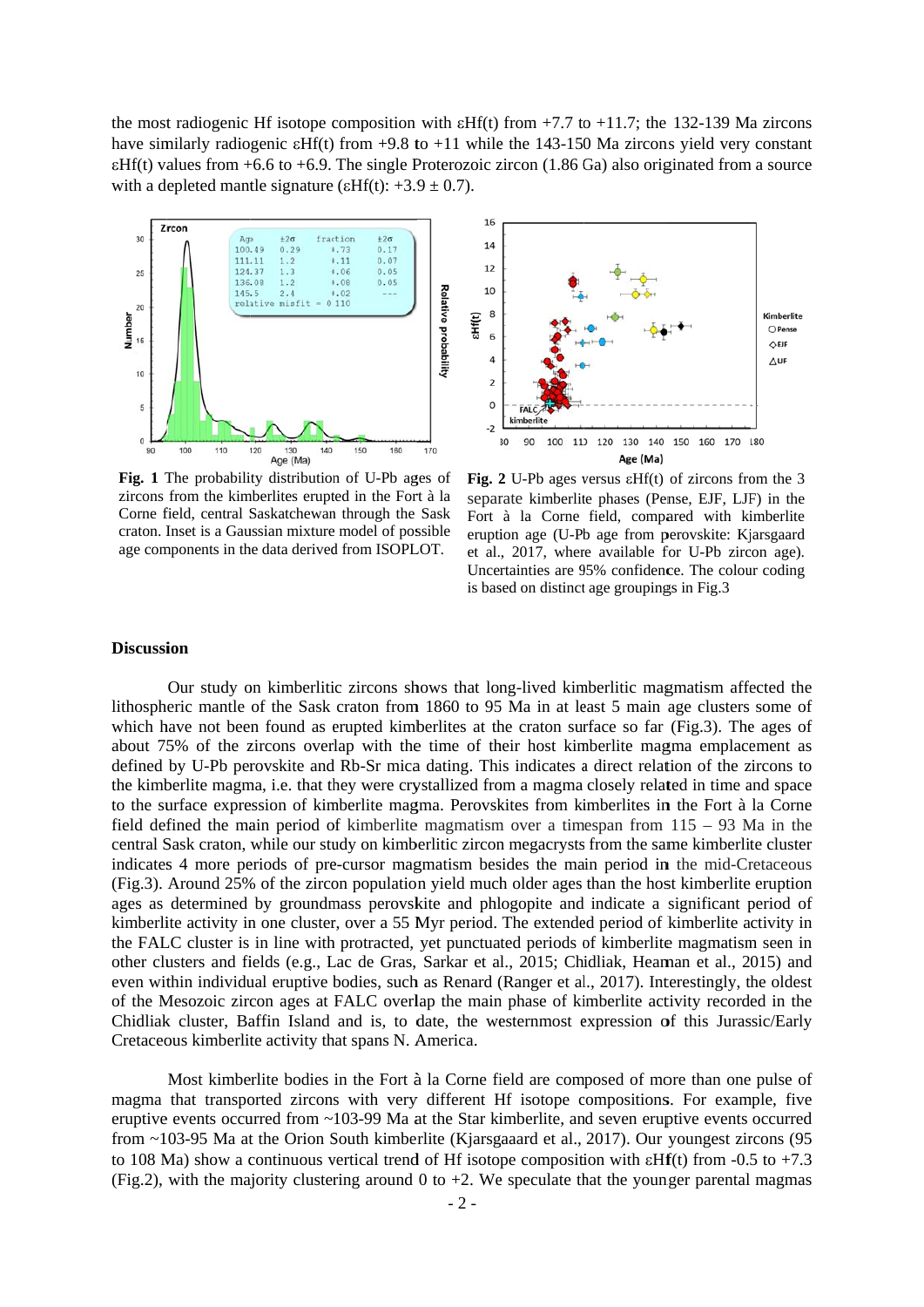the most radiogenic Hf isotope composition with εHf(t) from +7.7 to +11.7; the 132-139 Ma zircons have similarly radiogenic εHf(t) from +9.8 to +11 while the 143-150 Ma zircons yield very constant εHf(t) values from +6.6 to +6.9. The single Proterozoic zircon (1.86 Ga) also originated from a source with a depleted mantle signature (εHf(t): +3.9 ± 0.7).

**Fig. 1** The probability distribution of U-Pb ages of zircons from the kimberlites erupted in the Fort à la Corne field, central Saskatchewan through the Sask craton. Inset is a Gaussian mixture model of possible age components in the data derived from ISOPLOT.

**Fig. 2** U-Pb ages versus εHf(t) of zircons from the 3 separate kimberlite phases (Pense, EJF, LJF) in the Fort à la Corne field, compared with kimberlite eruption age (U-Pb age from perovskite: Kjarsgaard et al., 2017, where available for U-Pb zircon age). Uncertainties are 95% confidence. The colour coding is based on distinct age groupings in Fig.3

## Discussion

Our study on kimberlitic zircons shows that long-lived kimberlitic magmatism affected the lithospheric mantle of the Sask craton from 1860 to 95 Ma in at least 5 main age clusters some of which have not been found as erupted kimberlites at the craton surface so far (Fig.3). The ages of about 75% of the zircons overlap with the time of their host kimberlite magma emplacement as defined by U-Pb perovskite and Rb-Sr mica dating. This indicates a direct relation of the zircons to the kimberlite magma, i.e. that they were crystallized from a magma closely related in time and space to the surface expression of kimberlite magma. Perovskites from kimberlites in the Fort à la Corne field defined the main period of kimberlite magmatism over a timespan from 115 – 93 Ma in the central Sask craton, while our study on kimberlitic zircon megacrysts from the same kimberlite cluster indicates 4 more periods of pre-cursor magmatism besides the main period in the mid-Cretaceous (Fig.3). Around 25% of the zircon population yield much older ages than the host kimberlite eruption ages as determined by groundmass perovskite and phlogopite and indicate a significant period of kimberlite activity in one cluster, over a 55 Myr period. The extended period of kimberlite activity in the FALC cluster is in line with protracted, yet punctuated periods of kimberlite magmatism seen in other clusters and fields (e.g., Lac de Gras, Sarkar et al., 2015; Chidliak, Heaman et al., 2015) and even within individual eruptive bodies, such as Renard (Ranger et al., 2017). Interestingly, the oldest of the Mesozoic zircon ages at FALC overlap the main phase of kimberlite activity recorded in the Chidliak cluster, Baffin Island and is, to date, the westernmost expression of this Jurassic/Early Cretaceous kimberlite activity that spans N. America.

Most kimberlite bodies in the Fort à la Corne field are composed of more than one pulse of magma that transported zircons with very different Hf isotope compositions. For example, five eruptive events occurred from ~103-99 Ma at the Star kimberlite, and seven eruptive events occurred from ~103-95 Ma at the Orion South kimberlite (Kjarsgaaard et al., 2017). Our youngest zircons (95 to 108 Ma) show a continuous vertical trend of Hf isotope composition with εHf(t) from -0.5 to +7.3 (Fig.2), with the majority clustering around 0 to +2. We speculate that the younger parental magmas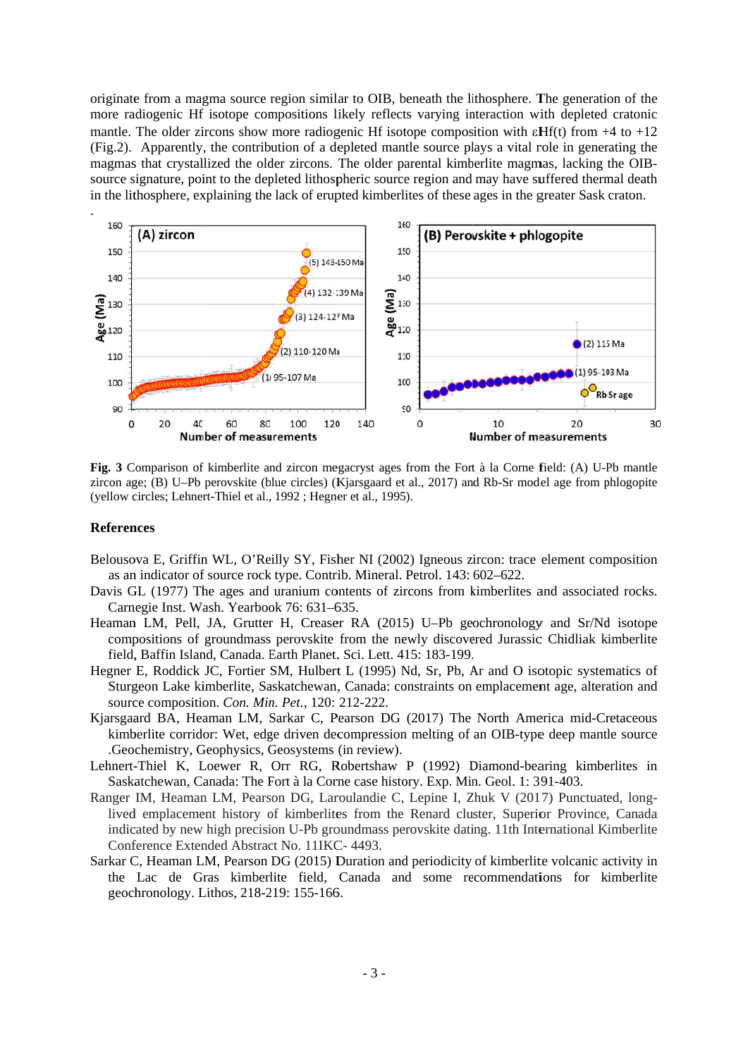originate from a magma source region similar to OIB, beneath the lithosphere. The generation of the more radiogenic Hf isotope compositions likely reflects varying interaction with depleted cratonic mantle. The older zircons show more radiogenic Hf isotope composition with εHf(t) from +4 to +12 (Fig.2). Apparently, the contribution of a depleted mantle source plays a vital role in generating the magmas that crystallized the older zircons. The older parental kimberlite magmas, lacking the OIB-source signature, point to the depleted lithospheric source region and may have suffered thermal death in the lithosphere, explaining the lack of erupted kimberlites of these ages in the greater Sask craton.

(A) zircon

Age (Ma)

160
150
140
130
120
110
100
90

0 20 40 60 80 100 120 140

Number of measurements

(5) 143-150 Ma
(4) 132-139 Ma
(3) 124-127 Ma
(2) 110-120 Ma
(1) 95-107 Ma

(B) Perovskite + phlogopite

Age (Ma)

160
150
140
130
120
110
100
90

0 10 20 30

Number of measurements

(2) 115 Ma
(1) 95-103 Ma
Rb Sr age

**Fig. 3** Comparison of kimberlite and zircon megacryst ages from the Fort à la Corne field: (A) U-Pb mantle zircon age; (B) U–Pb perovskite (blue circles) (Kjarsgaard et al., 2017) and Rb-Sr model age from phlogopite (yellow circles; Lehnert-Thiel et al., 1992 ; Hegner et al., 1995).

## References

Belousova E, Griffin WL, O'Reilly SY, Fisher NI (2002) Igneous zircon: trace element composition as an indicator of source rock type. Contrib. Mineral. Petrol. 143: 602–622.

Davis GL (1977) The ages and uranium contents of zircons from kimberlites and associated rocks. Carnegie Inst. Wash. Yearbook 76: 631–635.

Heaman LM, Pell, JA, Grutter H, Creaser RA (2015) U–Pb geochronology and Sr/Nd isotope compositions of groundmass perovskite from the newly discovered Jurassic Chidliak kimberlite field, Baffin Island, Canada. Earth Planet. Sci. Lett. 415: 183-199.

Hegner E, Roddick JC, Fortier SM, Hulbert L (1995) Nd, Sr, Pb, Ar and O isotopic systematics of Sturgeon Lake kimberlite, Saskatchewan, Canada: constraints on emplacement age, alteration and source composition. *Con. Min. Pet.*, 120: 212-222.

Kjarsgaard BA, Heaman LM, Sarkar C, Pearson DG (2017) The North America mid-Cretaceous kimberlite corridor: Wet, edge driven decompression melting of an OIB-type deep mantle source .Geochemistry, Geophysics, Geosystems (in review).

Lehnert-Thiel K, Loewer R, Orr RG, Robertshaw P (1992) Diamond-bearing kimberlites in Saskatchewan, Canada: The Fort à la Corne case history. Exp. Min. Geol. 1: 391-403.

Ranger IM, Heaman LM, Pearson DG, Laroulandie C, Lepine I, Zhuk V (2017) Punctuated, long-lived emplacement history of kimberlites from the Renard cluster, Superior Province, Canada indicated by new high precision U-Pb groundmass perovskite dating. 11th International Kimberlite Conference Extended Abstract No. 11IKC- 4493.

Sarkar C, Heaman LM, Pearson DG (2015) Duration and periodicity of kimberlite volcanic activity in the Lac de Gras kimberlite field, Canada and some recommendations for kimberlite geochronology. Lithos, 218-219: 155-166.